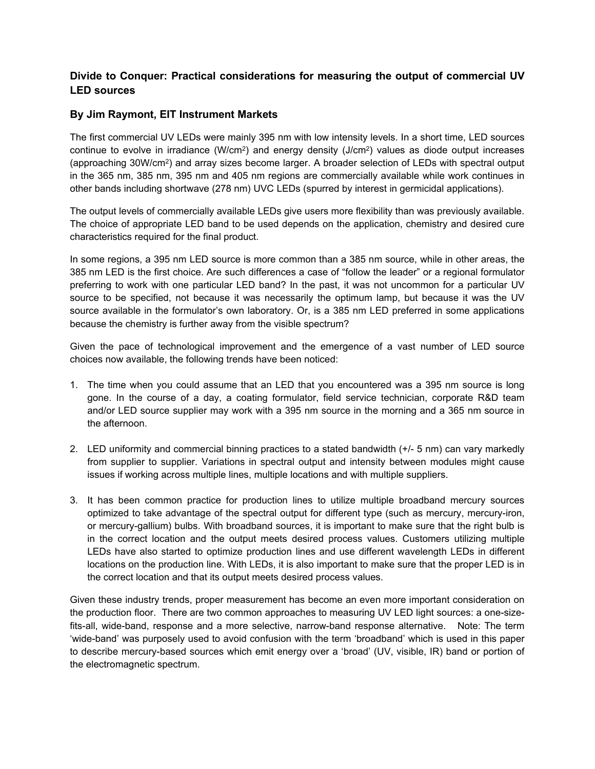## Divide to Conquer: Practical considerations for measuring the output of commercial UV LED sources

### By Jim Raymont, EIT Instrument Markets

The first commercial UV LEDs were mainly 395 nm with low intensity levels. In a short time, LED sources continue to evolve in irradiance ($W/cm^2$) and energy density ($J/cm^2$) values as diode output increases (approaching $30W/cm^2$) and array sizes become larger. A broader selection of LEDs with spectral output in the 365 nm, 385 nm, 395 nm and 405 nm regions are commercially available while work continues in other bands including shortwave (278 nm) UVC LEDs (spurred by interest in germicidal applications).

The output levels of commercially available LEDs give users more flexibility than was previously available. The choice of appropriate LED band to be used depends on the application, chemistry and desired cure characteristics required for the final product.

In some regions, a 395 nm LED source is more common than a 385 nm source, while in other areas, the 385 nm LED is the first choice. Are such differences a case of "follow the leader" or a regional formulator preferring to work with one particular LED band? In the past, it was not uncommon for a particular UV source to be specified, not because it was necessarily the optimum lamp, but because it was the UV source available in the formulator's own laboratory. Or, is a 385 nm LED preferred in some applications because the chemistry is further away from the visible spectrum?

Given the pace of technological improvement and the emergence of a vast number of LED source choices now available, the following trends have been noticed:

1. The time when you could assume that an LED that you encountered was a 395 nm source is long gone. In the course of a day, a coating formulator, field service technician, corporate R&D team and/or LED source supplier may work with a 395 nm source in the morning and a 365 nm source in the afternoon.
2. LED uniformity and commercial binning practices to a stated bandwidth (+/- 5 nm) can vary markedly from supplier to supplier. Variations in spectral output and intensity between modules might cause issues if working across multiple lines, multiple locations and with multiple suppliers.
3. It has been common practice for production lines to utilize multiple broadband mercury sources optimized to take advantage of the spectral output for different type (such as mercury, mercury-iron, or mercury-gallium) bulbs. With broadband sources, it is important to make sure that the right bulb is in the correct location and the output meets desired process values. Customers utilizing multiple LEDs have also started to optimize production lines and use different wavelength LEDs in different locations on the production line. With LEDs, it is also important to make sure that the proper LED is in the correct location and that its output meets desired process values.

Given these industry trends, proper measurement has become an even more important consideration on the production floor. There are two common approaches to measuring UV LED light sources: a one-size-fits-all, wide-band, response and a more selective, narrow-band response alternative. Note: The term 'wide-band' was purposely used to avoid confusion with the term 'broadband' which is used in this paper to describe mercury-based sources which emit energy over a 'broad' (UV, visible, IR) band or portion of the electromagnetic spectrum.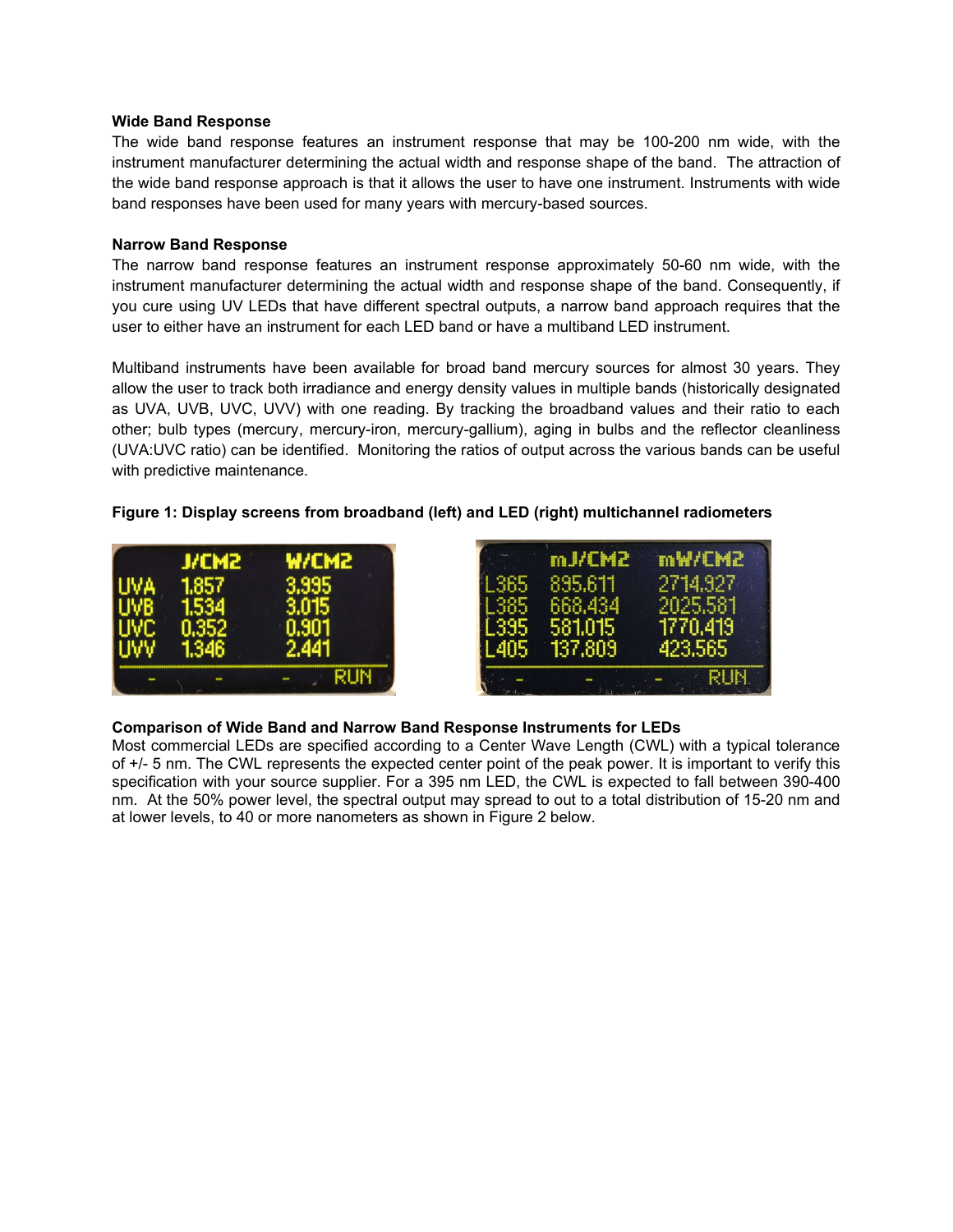**Wide Band Response**

The wide band response features an instrument response that may be 100-200 nm wide, with the instrument manufacturer determining the actual width and response shape of the band. The attraction of the wide band response approach is that it allows the user to have one instrument. Instruments with wide band responses have been used for many years with mercury-based sources.

**Narrow Band Response**

The narrow band response features an instrument response approximately 50-60 nm wide, with the instrument manufacturer determining the actual width and response shape of the band. Consequently, if you cure using UV LEDs that have different spectral outputs, a narrow band approach requires that the user to either have an instrument for each LED band or have a multiband LED instrument.

Multiband instruments have been available for broad band mercury sources for almost 30 years. They allow the user to track both irradiance and energy density values in multiple bands (historically designated as UVA, UVB, UVC, UVV) with one reading. By tracking the broadband values and their ratio to each other; bulb types (mercury, mercury-iron, mercury-gallium), aging in bulbs and the reflector cleanliness (UVA:UVC ratio) can be identified. Monitoring the ratios of output across the various bands can be useful with predictive maintenance.

**Figure 1: Display screens from broadband (left) and LED (right) multichannel radiometers**

| | J/CM2 | W/CM2 |
|---|---|---|
| UVA | 1.857 | 3.995 |
| UVB | 1.534 | 3.015 |
| UVC | 0.352 | 0.901 |
| UVV | 1.346 | 2.441 |

| | mJ/CM2 | mW/CM2 |
|---|---|---|
| L365 | 895.611 | 2714.927 |
| L385 | 668.434 | 2025.581 |
| L395 | 581.015 | 1770.419 |
| L405 | 137.809 | 423.565 |

**Comparison of Wide Band and Narrow Band Response Instruments for LEDs**

Most commercial LEDs are specified according to a Center Wave Length (CWL) with a typical tolerance of +/- 5 nm. The CWL represents the expected center point of the peak power. It is important to verify this specification with your source supplier. For a 395 nm LED, the CWL is expected to fall between 390-400 nm. At the 50% power level, the spectral output may spread to out to a total distribution of 15-20 nm and at lower levels, to 40 or more nanometers as shown in Figure 2 below.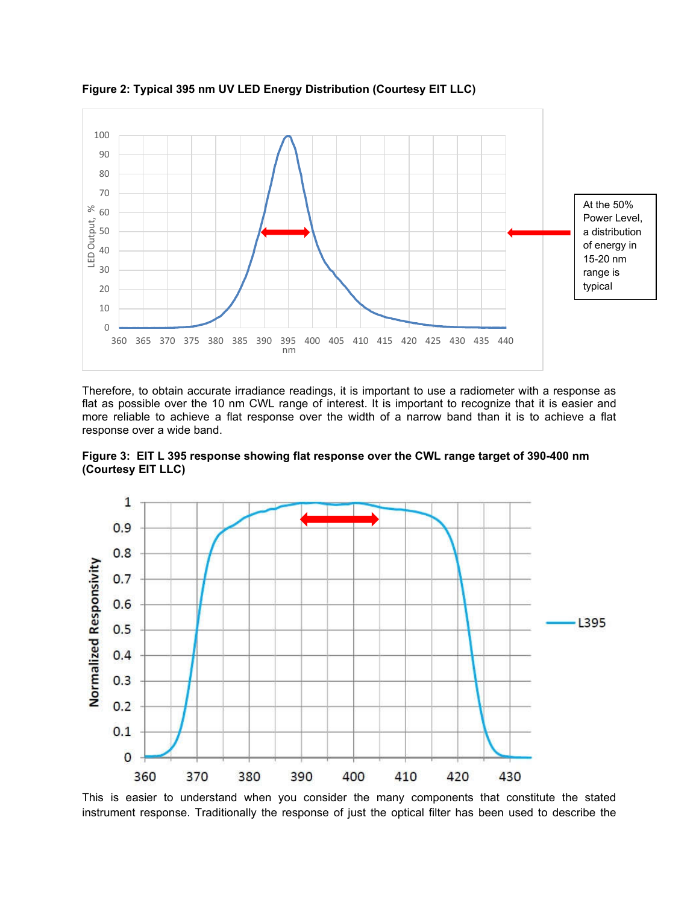**Figure 2: Typical 395 nm UV LED Energy Distribution (Courtesy EIT LLC)**

At the 50% Power Level, a distribution of energy in 15-20 nm range is typical

Therefore, to obtain accurate irradiance readings, it is important to use a radiometer with a response as flat as possible over the 10 nm CWL range of interest. It is important to recognize that it is easier and more reliable to achieve a flat response over the width of a narrow band than it is to achieve a flat response over a wide band.

**Figure 3: EIT L 395 response showing flat response over the CWL range target of 390-400 nm (Courtesy EIT LLC)**

This is easier to understand when you consider the many components that constitute the stated instrument response. Traditionally the response of just the optical filter has been used to describe the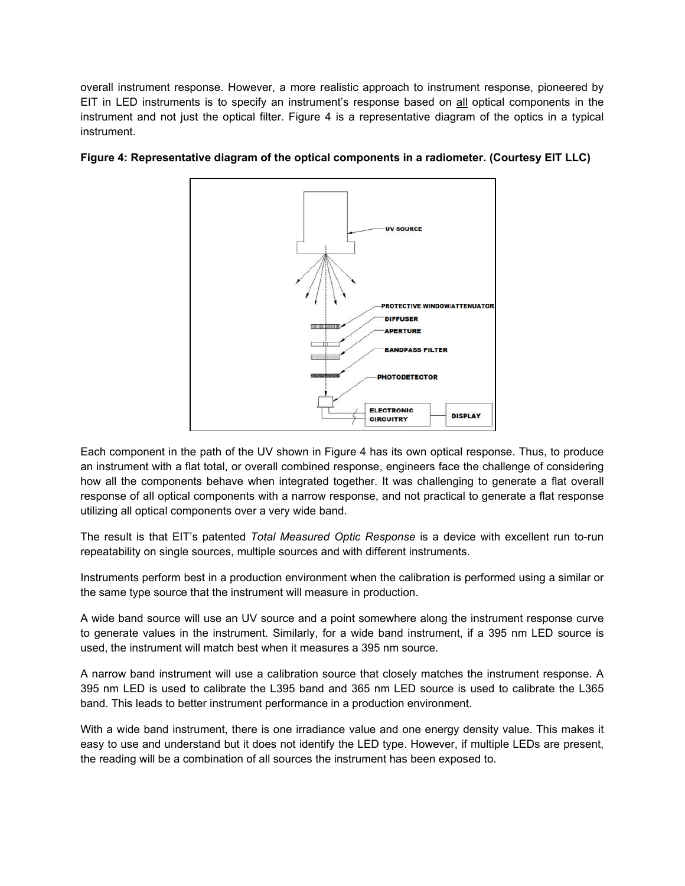overall instrument response. However, a more realistic approach to instrument response, pioneered by EIT in LED instruments is to specify an instrument's response based on all optical components in the instrument and not just the optical filter. Figure 4 is a representative diagram of the optics in a typical instrument.

**Figure 4: Representative diagram of the optical components in a radiometer. (Courtesy EIT LLC)**

Each component in the path of the UV shown in Figure 4 has its own optical response. Thus, to produce an instrument with a flat total, or overall combined response, engineers face the challenge of considering how all the components behave when integrated together. It was challenging to generate a flat overall response of all optical components with a narrow response, and not practical to generate a flat response utilizing all optical components over a very wide band.

The result is that EIT's patented *Total Measured Optic Response* is a device with excellent run to-run repeatability on single sources, multiple sources and with different instruments.

Instruments perform best in a production environment when the calibration is performed using a similar or the same type source that the instrument will measure in production.

A wide band source will use an UV source and a point somewhere along the instrument response curve to generate values in the instrument. Similarly, for a wide band instrument, if a 395 nm LED source is used, the instrument will match best when it measures a 395 nm source.

A narrow band instrument will use a calibration source that closely matches the instrument response. A 395 nm LED is used to calibrate the L395 band and 365 nm LED source is used to calibrate the L365 band. This leads to better instrument performance in a production environment.

With a wide band instrument, there is one irradiance value and one energy density value. This makes it easy to use and understand but it does not identify the LED type. However, if multiple LEDs are present, the reading will be a combination of all sources the instrument has been exposed to.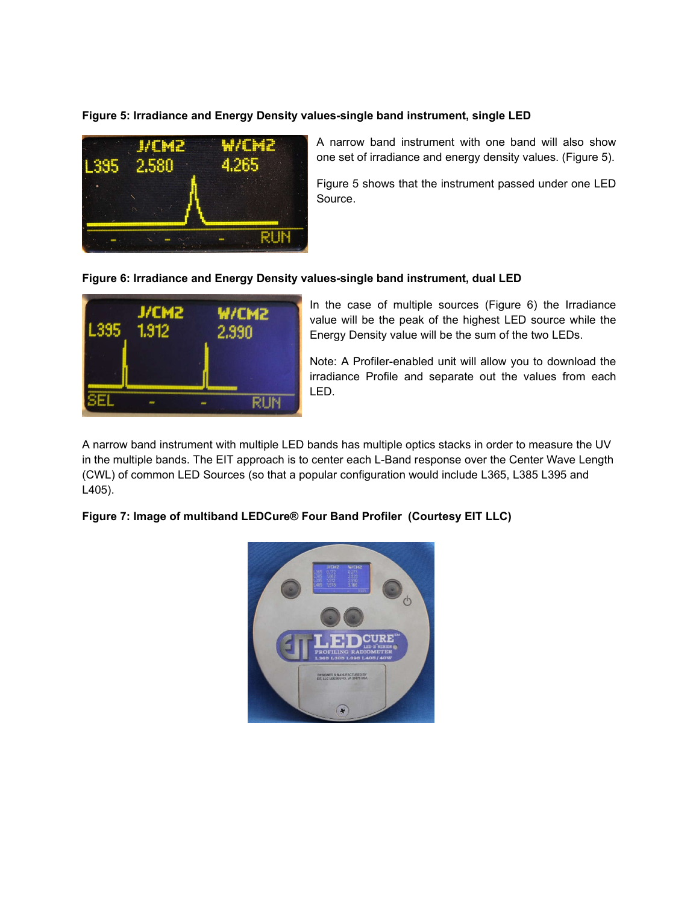**Figure 5: Irradiance and Energy Density values-single band instrument, single LED**

A narrow band instrument with one band will also show one set of irradiance and energy density values. (Figure 5).

Figure 5 shows that the instrument passed under one LED Source.

**Figure 6: Irradiance and Energy Density values-single band instrument, dual LED**

In the case of multiple sources (Figure 6) the Irradiance value will be the peak of the highest LED source while the Energy Density value will be the sum of the two LEDs.

Note: A Profiler-enabled unit will allow you to download the irradiance Profile and separate out the values from each LED.

A narrow band instrument with multiple LED bands has multiple optics stacks in order to measure the UV in the multiple bands. The EIT approach is to center each L-Band response over the Center Wave Length (CWL) of common LED Sources (so that a popular configuration would include L365, L385 L395 and L405).

**Figure 7: Image of multiband LEDCure® Four Band Profiler (Courtesy EIT LLC)**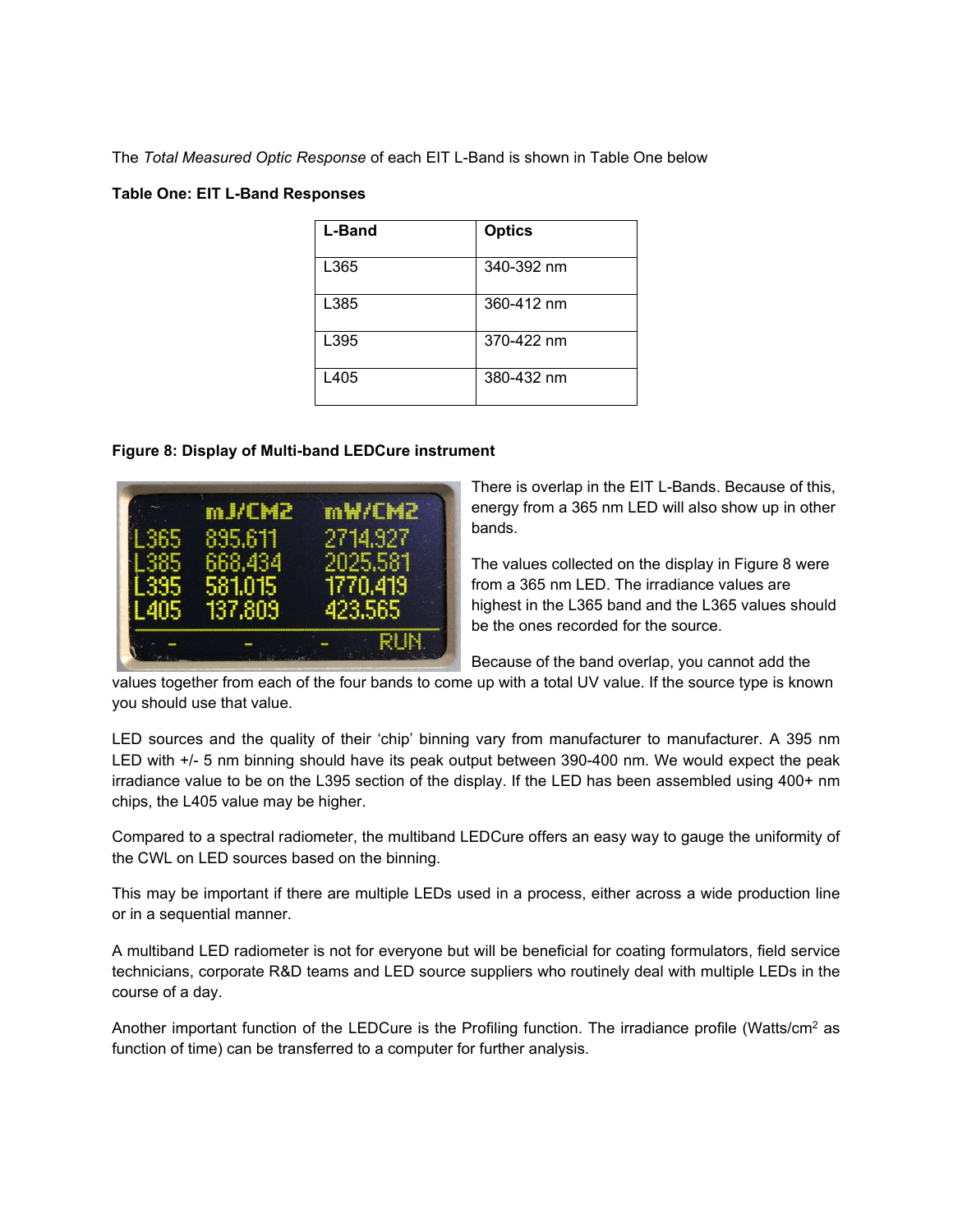The *Total Measured Optic Response* of each EIT L-Band is shown in Table One below

**Table One: EIT L-Band Responses**

| L-Band | Optics |
| --- | --- |
| L365 | 340-392 nm |
| L385 | 360-412 nm |
| L395 | 370-422 nm |
| L405 | 380-432 nm |

**Figure 8: Display of Multi-band LEDCure instrument**

There is overlap in the EIT L-Bands. Because of this, energy from a 365 nm LED will also show up in other bands.

The values collected on the display in Figure 8 were from a 365 nm LED. The irradiance values are highest in the L365 band and the L365 values should be the ones recorded for the source.

Because of the band overlap, you cannot add the values together from each of the four bands to come up with a total UV value. If the source type is known you should use that value.

LED sources and the quality of their 'chip' binning vary from manufacturer to manufacturer. A 395 nm LED with +/- 5 nm binning should have its peak output between 390-400 nm. We would expect the peak irradiance value to be on the L395 section of the display. If the LED has been assembled using 400+ nm chips, the L405 value may be higher.

Compared to a spectral radiometer, the multiband LEDCure offers an easy way to gauge the uniformity of the CWL on LED sources based on the binning.

This may be important if there are multiple LEDs used in a process, either across a wide production line or in a sequential manner.

A multiband LED radiometer is not for everyone but will be beneficial for coating formulators, field service technicians, corporate R&D teams and LED source suppliers who routinely deal with multiple LEDs in the course of a day.

Another important function of the LEDCure is the Profiling function. The irradiance profile (Watts/$cm^2$ as function of time) can be transferred to a computer for further analysis.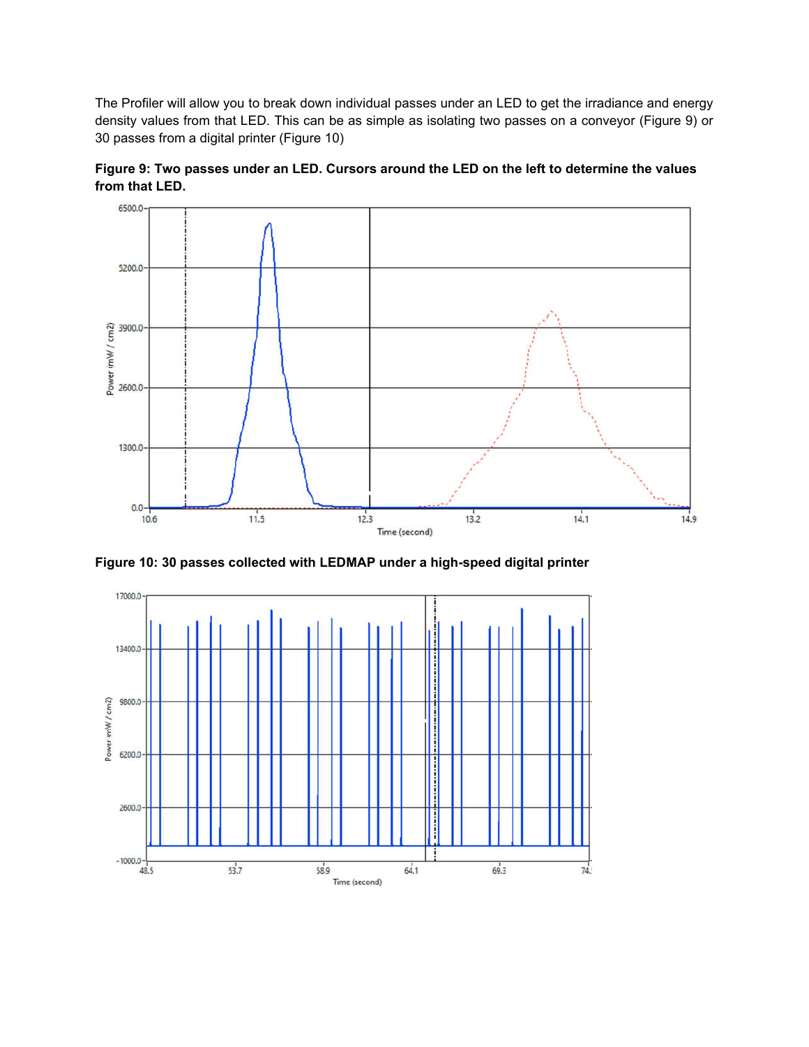The Profiler will allow you to break down individual passes under an LED to get the irradiance and energy density values from that LED. This can be as simple as isolating two passes on a conveyor (Figure 9) or 30 passes from a digital printer (Figure 10)

**Figure 9: Two passes under an LED. Cursors around the LED on the left to determine the values from that LED.**

**Figure 10: 30 passes collected with LEDMAP under a high-speed digital printer**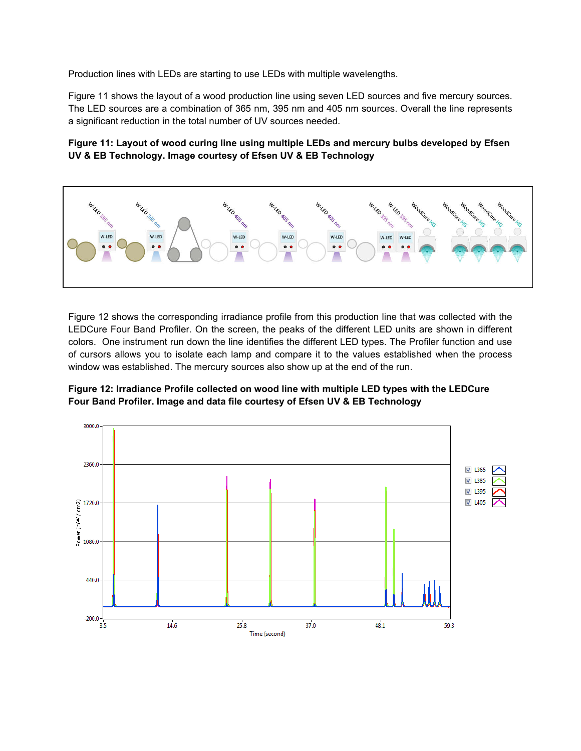Production lines with LEDs are starting to use LEDs with multiple wavelengths.

Figure 11 shows the layout of a wood production line using seven LED sources and five mercury sources. The LED sources are a combination of 365 nm, 395 nm and 405 nm sources. Overall the line represents a significant reduction in the total number of UV sources needed.

**Figure 11: Layout of wood curing line using multiple LEDs and mercury bulbs developed by Efsen UV & EB Technology. Image courtesy of Efsen UV & EB Technology**

Figure 12 shows the corresponding irradiance profile from this production line that was collected with the LEDCure Four Band Profiler. On the screen, the peaks of the different LED units are shown in different colors. One instrument run down the line identifies the different LED types. The Profiler function and use of cursors allows you to isolate each lamp and compare it to the values established when the process window was established. The mercury sources also show up at the end of the run.

**Figure 12: Irradiance Profile collected on wood line with multiple LED types with the LEDCure Four Band Profiler. Image and data file courtesy of Efsen UV & EB Technology**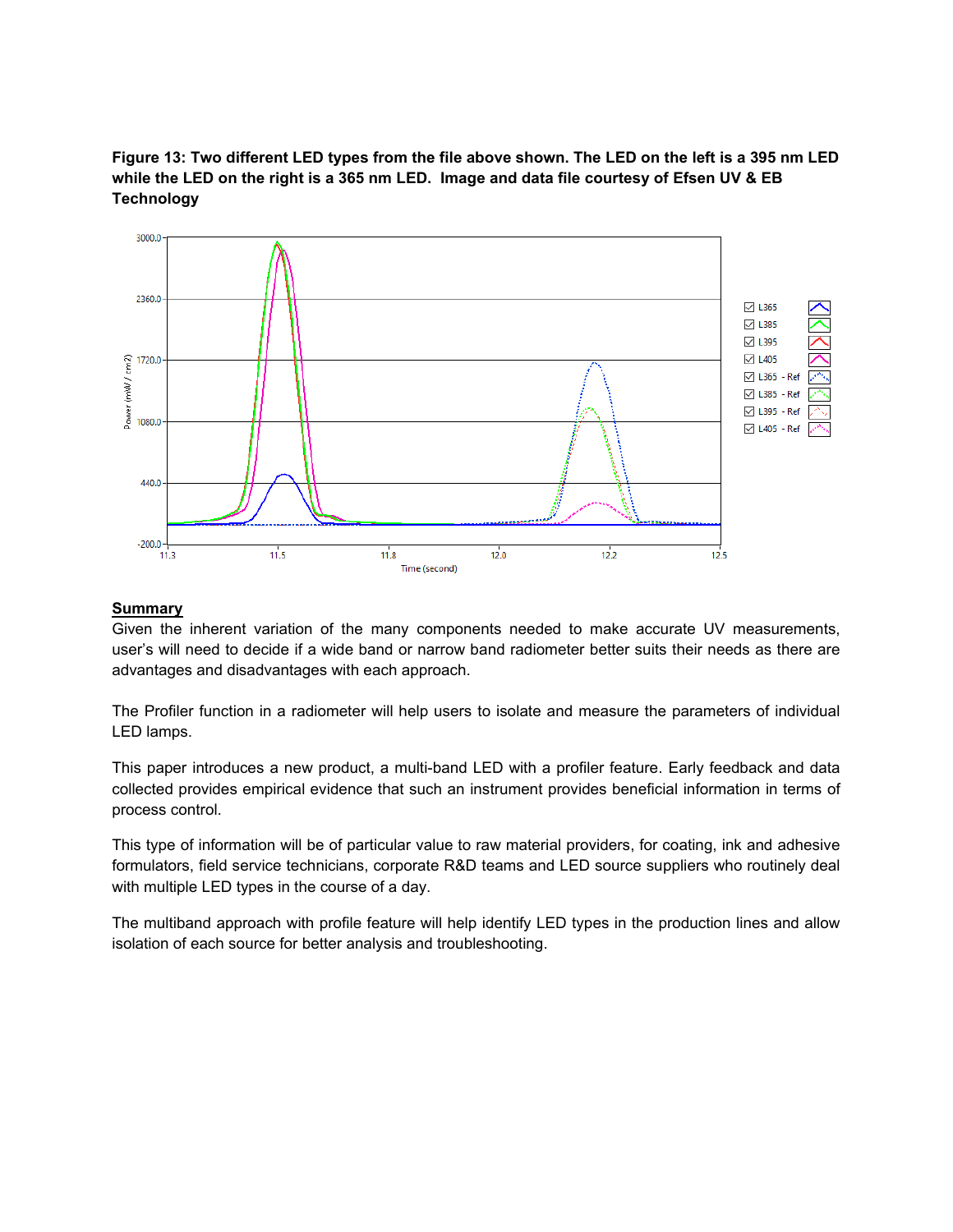**Figure 13: Two different LED types from the file above shown. The LED on the left is a 395 nm LED while the LED on the right is a 365 nm LED. Image and data file courtesy of Efsen UV & EB Technology**

3000.0
2360.0
1720.0
1080.0
440.0
-200.0
Power (mW / cm2)
11.3
11.5
11.8
12.0
12.2
12.5
Time (second)
L365
L385
L395
L405
L365 - Ref
L385 - Ref
L395 - Ref
L405 - Ref

**Summary**

Given the inherent variation of the many components needed to make accurate UV measurements, user's will need to decide if a wide band or narrow band radiometer better suits their needs as there are advantages and disadvantages with each approach.

The Profiler function in a radiometer will help users to isolate and measure the parameters of individual LED lamps.

This paper introduces a new product, a multi-band LED with a profiler feature. Early feedback and data collected provides empirical evidence that such an instrument provides beneficial information in terms of process control.

This type of information will be of particular value to raw material providers, for coating, ink and adhesive formulators, field service technicians, corporate R&D teams and LED source suppliers who routinely deal with multiple LED types in the course of a day.

The multiband approach with profile feature will help identify LED types in the production lines and allow isolation of each source for better analysis and troubleshooting.